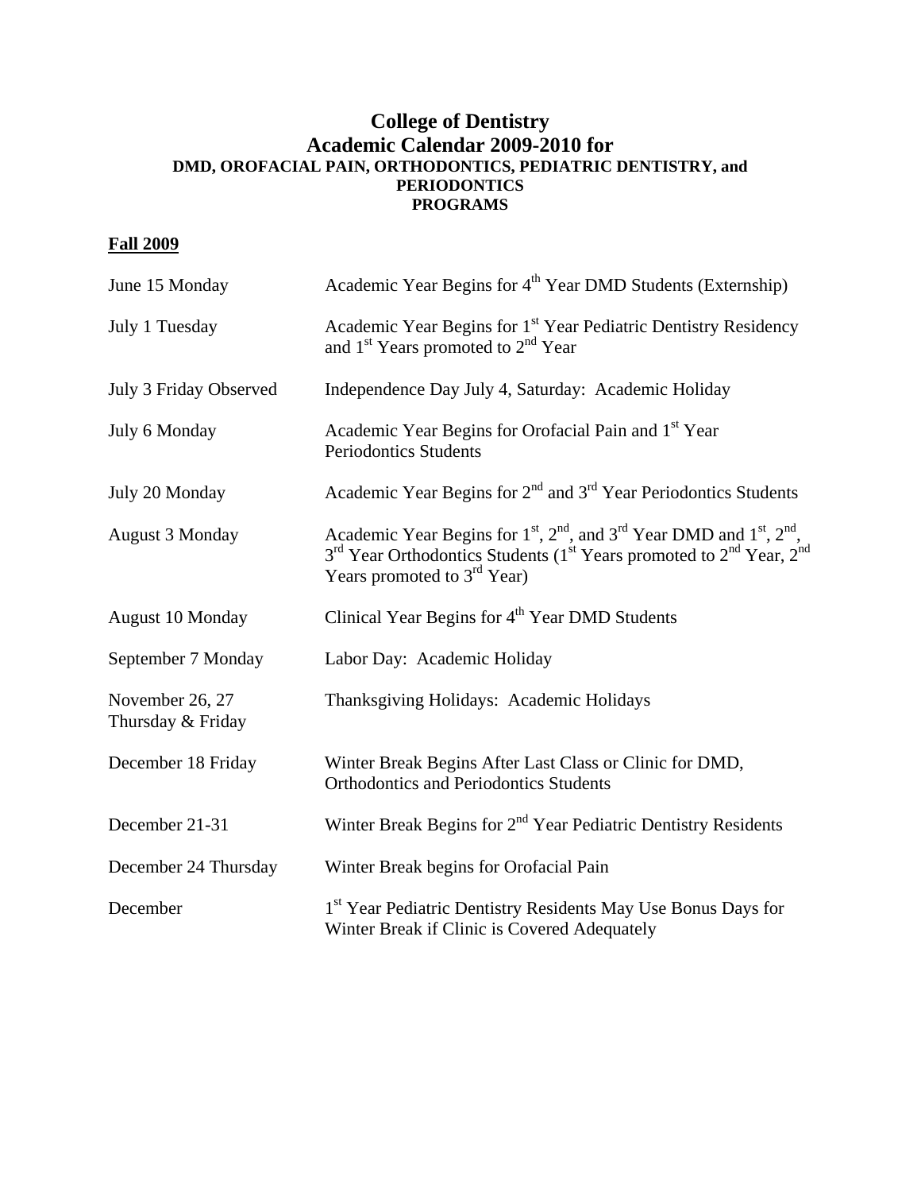# College of Dentistry
## Academic Calendar 2009-2010 for
### DMD, OROFACIAL PAIN, ORTHODONTICS, PEDIATRIC DENTISTRY, and PERIODONTICS PROGRAMS

**Fall 2009**

| | |
|---|---|
| June 15 Monday | Academic Year Begins for 4th Year DMD Students (Externship) |
| July 1 Tuesday | Academic Year Begins for 1st Year Pediatric Dentistry Residency and 1st Years promoted to 2nd Year |
| July 3 Friday Observed | Independence Day July 4, Saturday: Academic Holiday |
| July 6 Monday | Academic Year Begins for Orofacial Pain and 1st Year Periodontics Students |
| July 20 Monday | Academic Year Begins for 2nd and 3rd Year Periodontics Students |
| August 3 Monday | Academic Year Begins for 1st, 2nd, and 3rd Year DMD and 1st, 2nd, 3rd Year Orthodontics Students (1st Years promoted to 2nd Year, 2nd Years promoted to 3rd Year) |
| August 10 Monday | Clinical Year Begins for 4th Year DMD Students |
| September 7 Monday | Labor Day: Academic Holiday |
| November 26, 27 Thursday & Friday | Thanksgiving Holidays: Academic Holidays |
| December 18 Friday | Winter Break Begins After Last Class or Clinic for DMD, Orthodontics and Periodontics Students |
| December 21-31 | Winter Break Begins for 2nd Year Pediatric Dentistry Residents |
| December 24 Thursday | Winter Break begins for Orofacial Pain |
| December | 1st Year Pediatric Dentistry Residents May Use Bonus Days for Winter Break if Clinic is Covered Adequately |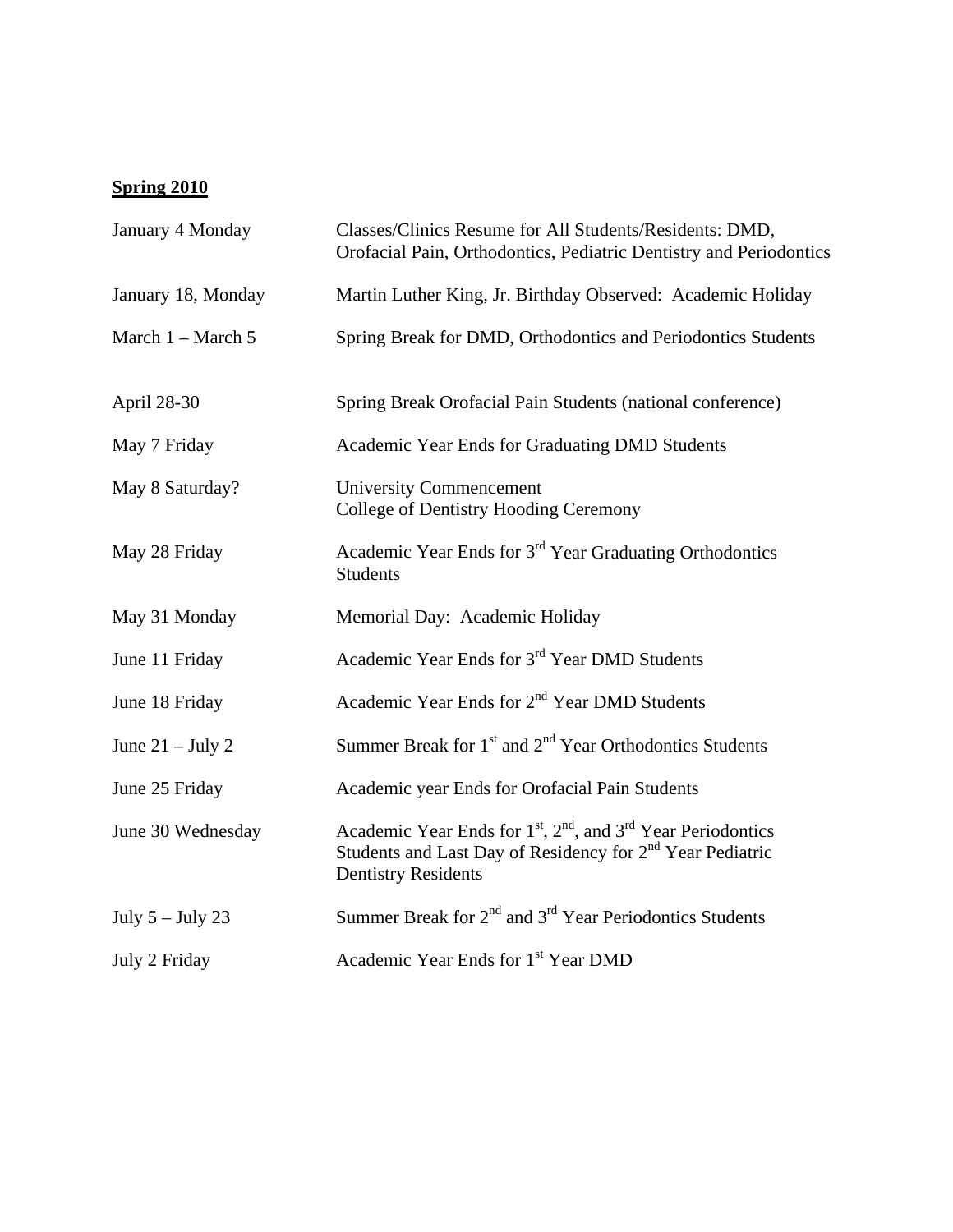**Spring 2010**

| | |
|---|---|
| January 4 Monday | Classes/Clinics Resume for All Students/Residents: DMD, Orofacial Pain, Orthodontics, Pediatric Dentistry and Periodontics |
| January 18, Monday | Martin Luther King, Jr. Birthday Observed: Academic Holiday |
| March 1 – March 5 | Spring Break for DMD, Orthodontics and Periodontics Students |
| April 28-30 | Spring Break Orofacial Pain Students (national conference) |
| May 7 Friday | Academic Year Ends for Graduating DMD Students |
| May 8 Saturday? | University Commencement<br>College of Dentistry Hooding Ceremony |
| May 28 Friday | Academic Year Ends for 3rd Year Graduating Orthodontics Students |
| May 31 Monday | Memorial Day: Academic Holiday |
| June 11 Friday | Academic Year Ends for 3rd Year DMD Students |
| June 18 Friday | Academic Year Ends for 2nd Year DMD Students |
| June 21 – July 2 | Summer Break for 1st and 2nd Year Orthodontics Students |
| June 25 Friday | Academic year Ends for Orofacial Pain Students |
| June 30 Wednesday | Academic Year Ends for 1st, 2nd, and 3rd Year Periodontics Students and Last Day of Residency for 2nd Year Pediatric Dentistry Residents |
| July 5 – July 23 | Summer Break for 2nd and 3rd Year Periodontics Students |
| July 2 Friday | Academic Year Ends for 1st Year DMD |